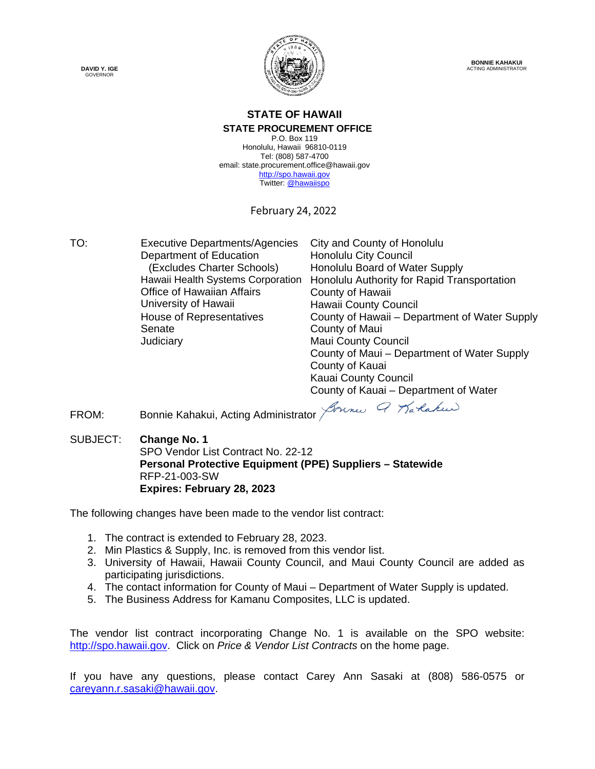**DAVID Y. IGE**
GOVERNOR

**BONNIE KAHAKUI**
ACTING ADMINISTRATOR

# STATE OF HAWAII
## STATE PROCUREMENT OFFICE

P.O. Box 119
Honolulu, Hawaii 96810-0119
Tel: (808) 587-4700
email: state.procurement.office@hawaii.gov
http://spo.hawaii.gov
Twitter: @hawaiispo

February 24, 2022

TO:

Executive Departments/Agencies
Department of Education
(Excludes Charter Schools)
Hawaii Health Systems Corporation
Office of Hawaiian Affairs
University of Hawaii
House of Representatives
Senate
Judiciary

City and County of Honolulu
Honolulu City Council
Honolulu Board of Water Supply
Honolulu Authority for Rapid Transportation
County of Hawaii
Hawaii County Council
County of Hawaii – Department of Water Supply
County of Maui
Maui County Council
County of Maui – Department of Water Supply
County of Kauai
Kauai County Council
County of Kauai – Department of Water

FROM: Bonnie Kahakui, Acting Administrator

SUBJECT: **Change No. 1**
SPO Vendor List Contract No. 22-12
**Personal Protective Equipment (PPE) Suppliers – Statewide**
RFP-21-003-SW
**Expires: February 28, 2023**

The following changes have been made to the vendor list contract:

1. The contract is extended to February 28, 2023.
2. Min Plastics & Supply, Inc. is removed from this vendor list.
3. University of Hawaii, Hawaii County Council, and Maui County Council are added as participating jurisdictions.
4. The contact information for County of Maui – Department of Water Supply is updated.
5. The Business Address for Kamanu Composites, LLC is updated.

The vendor list contract incorporating Change No. 1 is available on the SPO website: http://spo.hawaii.gov. Click on *Price & Vendor List Contracts* on the home page.

If you have any questions, please contact Carey Ann Sasaki at (808) 586-0575 or careyann.r.sasaki@hawaii.gov.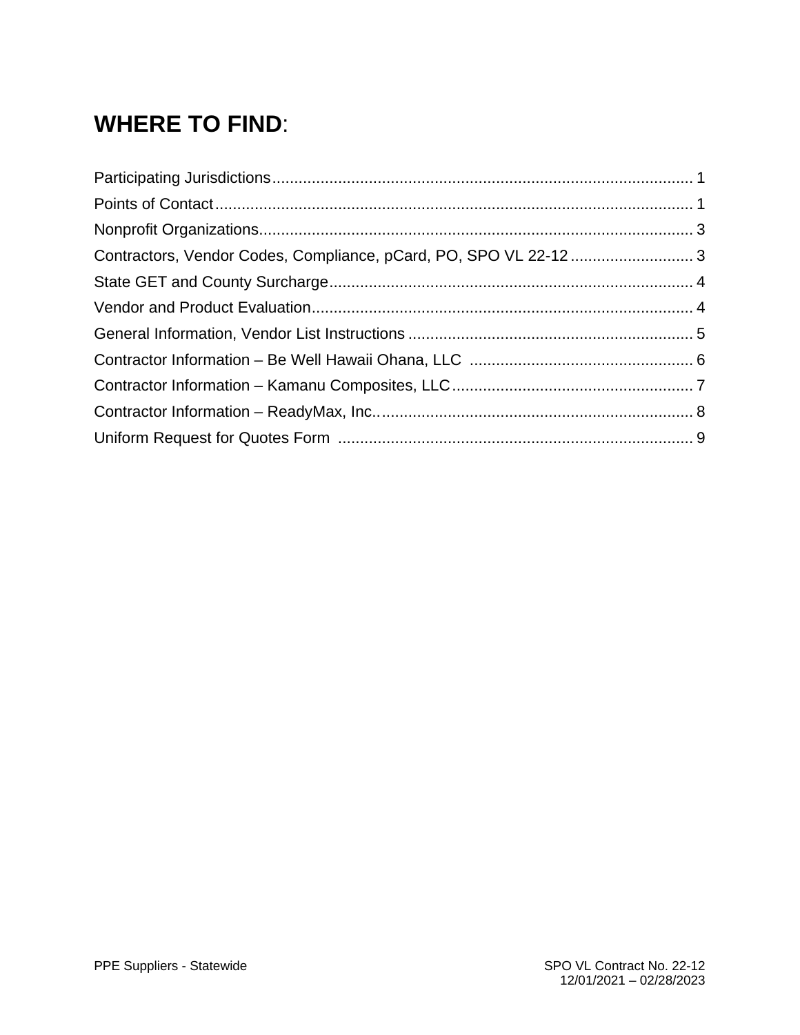# **WHERE TO FIND**:

Participating Jurisdictions ........................................................................................... 1
Points of Contact ........................................................................................................ 1
Nonprofit Organizations ............................................................................................... 3
Contractors, Vendor Codes, Compliance, pCard, PO, SPO VL 22-12 ............................ 3
State GET and County Surcharge .................................................................................. 4
Vendor and Product Evaluation ...................................................................................... 4
General Information, Vendor List Instructions ................................................................ 5
Contractor Information – Be Well Hawaii Ohana, LLC .................................................. 6
Contractor Information – Kamanu Composites, LLC ...................................................... 7
Contractor Information – ReadyMax, Inc.. ..................................................................... 8
Uniform Request for Quotes Form ................................................................................ 9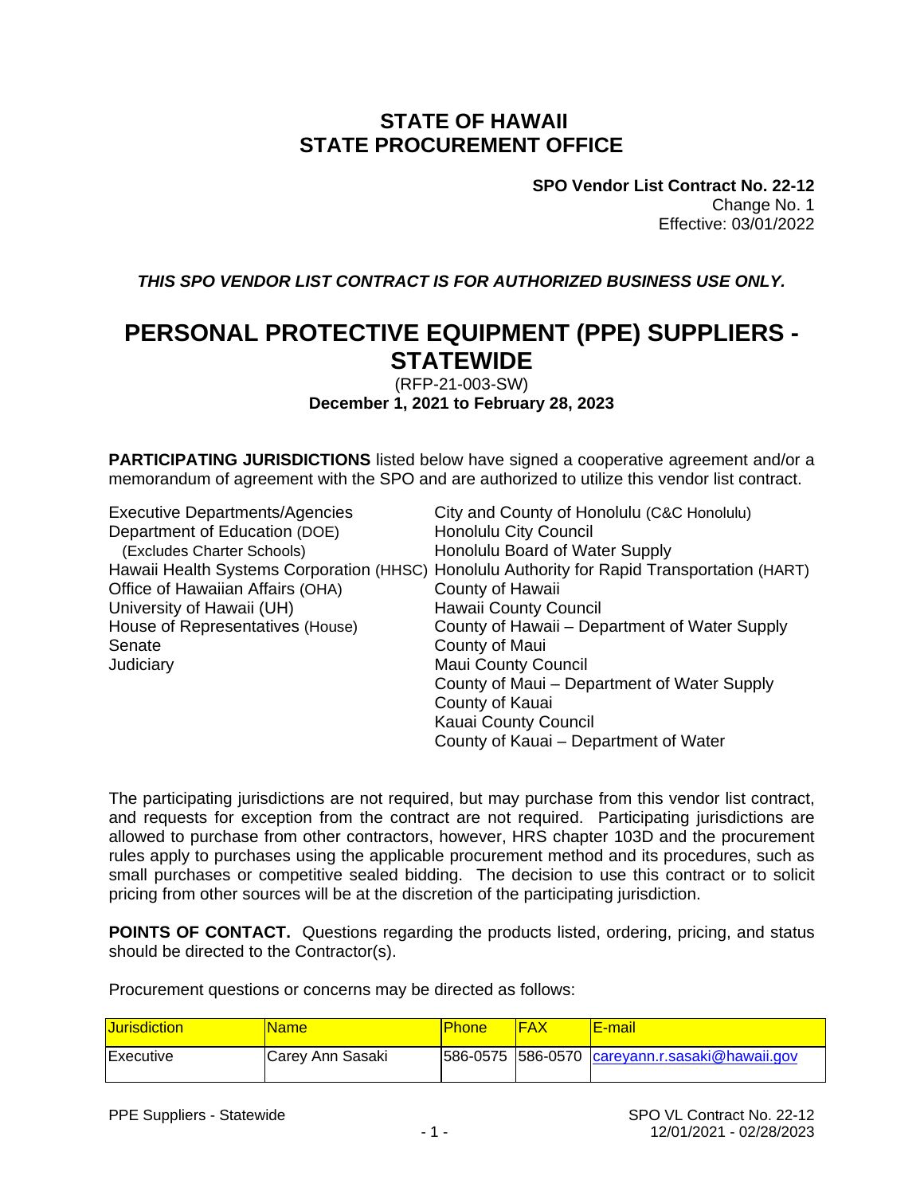# STATE OF HAWAII
# STATE PROCUREMENT OFFICE

**SPO Vendor List Contract No. 22-12**
Change No. 1
Effective: 03/01/2022

***THIS SPO VENDOR LIST CONTRACT IS FOR AUTHORIZED BUSINESS USE ONLY.***

# PERSONAL PROTECTIVE EQUIPMENT (PPE) SUPPLIERS - STATEWIDE

(RFP-21-003-SW)
**December 1, 2021 to February 28, 2023**

**PARTICIPATING JURISDICTIONS** listed below have signed a cooperative agreement and/or a memorandum of agreement with the SPO and are authorized to utilize this vendor list contract.

Executive Departments/Agencies
Department of Education (DOE)
(Excludes Charter Schools)
Hawaii Health Systems Corporation (HHSC)
Office of Hawaiian Affairs (OHA)
University of Hawaii (UH)
House of Representatives (House)
Senate
Judiciary

City and County of Honolulu (C&C Honolulu)
Honolulu City Council
Honolulu Board of Water Supply
Honolulu Authority for Rapid Transportation (HART)
County of Hawaii
Hawaii County Council
County of Hawaii – Department of Water Supply
County of Maui
Maui County Council
County of Maui – Department of Water Supply
County of Kauai
Kauai County Council
County of Kauai – Department of Water

The participating jurisdictions are not required, but may purchase from this vendor list contract, and requests for exception from the contract are not required. Participating jurisdictions are allowed to purchase from other contractors, however, HRS chapter 103D and the procurement rules apply to purchases using the applicable procurement method and its procedures, such as small purchases or competitive sealed bidding. The decision to use this contract or to solicit pricing from other sources will be at the discretion of the participating jurisdiction.

**POINTS OF CONTACT.** Questions regarding the products listed, ordering, pricing, and status should be directed to the Contractor(s).

Procurement questions or concerns may be directed as follows:

| Jurisdiction | Name | Phone | FAX | E-mail |
|---|---|---|---|---|
| Executive | Carey Ann Sasaki | 586-0575 | 586-0570 | careyann.r.sasaki@hawaii.gov |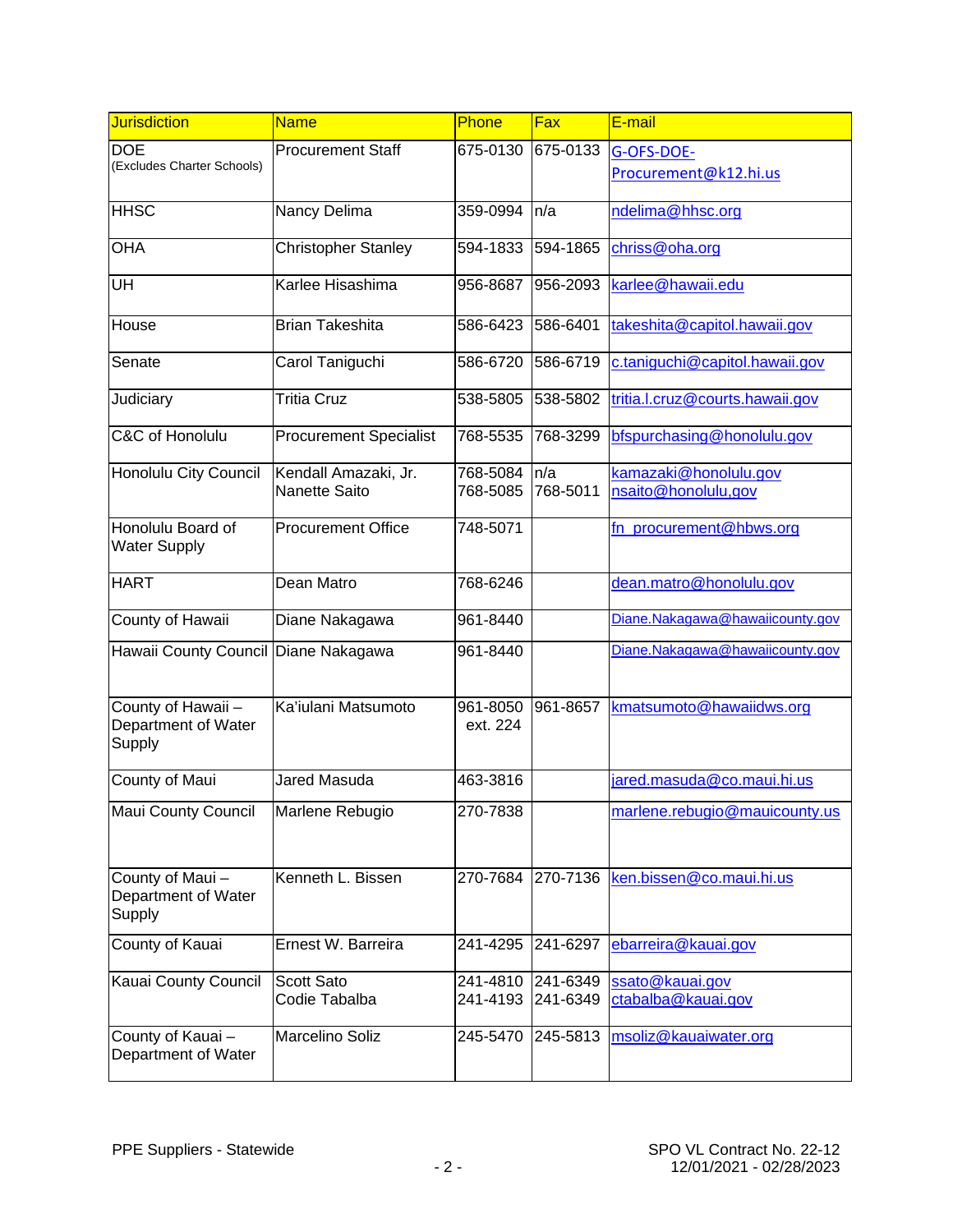| Jurisdiction | Name | Phone | Fax | E-mail |
|---|---|---|---|---|
| DOE (Excludes Charter Schools) | Procurement Staff | 675-0130 | 675-0133 | G-OFS-DOE-Procurement@k12.hi.us |
| HHSC | Nancy Delima | 359-0994 | n/a | ndelima@hhsc.org |
| OHA | Christopher Stanley | 594-1833 | 594-1865 | chriss@oha.org |
| UH | Karlee Hisashima | 956-8687 | 956-2093 | karlee@hawaii.edu |
| House | Brian Takeshita | 586-6423 | 586-6401 | takeshita@capitol.hawaii.gov |
| Senate | Carol Taniguchi | 586-6720 | 586-6719 | c.taniguchi@capitol.hawaii.gov |
| Judiciary | Tritia Cruz | 538-5805 | 538-5802 | tritia.l.cruz@courts.hawaii.gov |
| C&C of Honolulu | Procurement Specialist | 768-5535 | 768-3299 | bfspurchasing@honolulu.gov |
| Honolulu City Council | Kendall Amazaki, Jr.<br>Nanette Saito | 768-5084<br>768-5085 | n/a<br>768-5011 | kamazaki@honolulu.gov<br>nsaito@honolulu,gov |
| Honolulu Board of Water Supply | Procurement Office | 748-5071 | | fn_procurement@hbws.org |
| HART | Dean Matro | 768-6246 | | dean.matro@honolulu.gov |
| County of Hawaii | Diane Nakagawa | 961-8440 | | Diane.Nakagawa@hawaiicounty.gov |
| Hawaii County Council | Diane Nakagawa | 961-8440 | | Diane.Nakagawa@hawaiicounty.gov |
| County of Hawaii – Department of Water Supply | Ka'iulani Matsumoto | 961-8050 ext. 224 | 961-8657 | kmatsumoto@hawaiidws.org |
| County of Maui | Jared Masuda | 463-3816 | | jared.masuda@co.maui.hi.us |
| Maui County Council | Marlene Rebugio | 270-7838 | | marlene.rebugio@mauicounty.us |
| County of Maui – Department of Water Supply | Kenneth L. Bissen | 270-7684 | 270-7136 | ken.bissen@co.maui.hi.us |
| County of Kauai | Ernest W. Barreira | 241-4295 | 241-6297 | ebarreira@kauai.gov |
| Kauai County Council | Scott Sato<br>Codie Tabalba | 241-4810<br>241-4193 | 241-6349<br>241-6349 | ssato@kauai.gov<br>ctabalba@kauai.gov |
| County of Kauai – Department of Water | Marcelino Soliz | 245-5470 | 245-5813 | msoliz@kauaiwater.org |

PPE Suppliers - Statewide

SPO VL Contract No. 22-12
12/01/2021 - 02/28/2023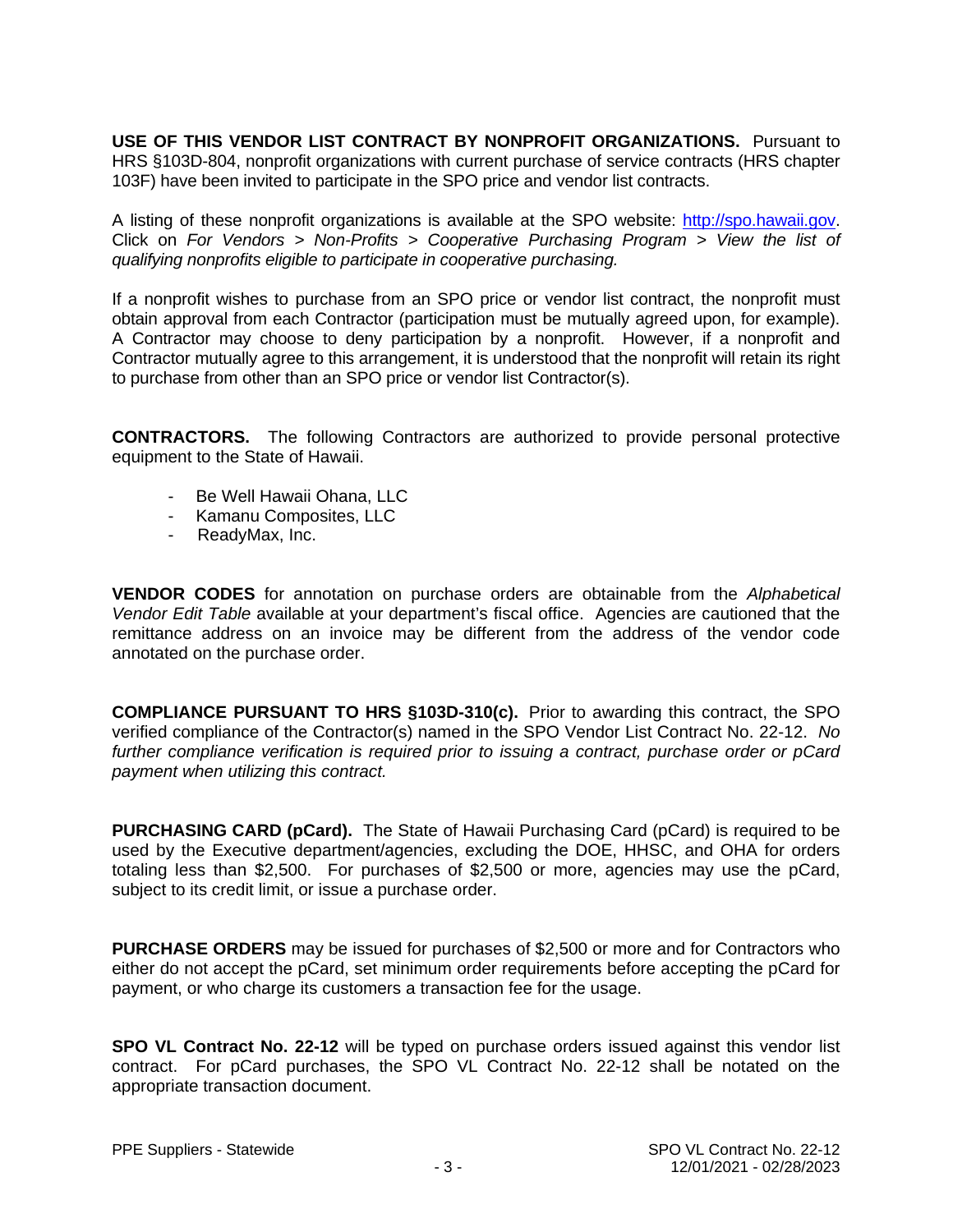**USE OF THIS VENDOR LIST CONTRACT BY NONPROFIT ORGANIZATIONS.** Pursuant to HRS §103D-804, nonprofit organizations with current purchase of service contracts (HRS chapter 103F) have been invited to participate in the SPO price and vendor list contracts.

A listing of these nonprofit organizations is available at the SPO website: http://spo.hawaii.gov. Click on *For Vendors > Non-Profits > Cooperative Purchasing Program > View the list of qualifying nonprofits eligible to participate in cooperative purchasing.*

If a nonprofit wishes to purchase from an SPO price or vendor list contract, the nonprofit must obtain approval from each Contractor (participation must be mutually agreed upon, for example). A Contractor may choose to deny participation by a nonprofit. However, if a nonprofit and Contractor mutually agree to this arrangement, it is understood that the nonprofit will retain its right to purchase from other than an SPO price or vendor list Contractor(s).

**CONTRACTORS.** The following Contractors are authorized to provide personal protective equipment to the State of Hawaii.

- Be Well Hawaii Ohana, LLC
- Kamanu Composites, LLC
- ReadyMax, Inc.

**VENDOR CODES** for annotation on purchase orders are obtainable from the *Alphabetical Vendor Edit Table* available at your department's fiscal office. Agencies are cautioned that the remittance address on an invoice may be different from the address of the vendor code annotated on the purchase order.

**COMPLIANCE PURSUANT TO HRS §103D-310(c).** Prior to awarding this contract, the SPO verified compliance of the Contractor(s) named in the SPO Vendor List Contract No. 22-12. *No further compliance verification is required prior to issuing a contract, purchase order or pCard payment when utilizing this contract.*

**PURCHASING CARD (pCard).** The State of Hawaii Purchasing Card (pCard) is required to be used by the Executive department/agencies, excluding the DOE, HHSC, and OHA for orders totaling less than $2,500. For purchases of $2,500 or more, agencies may use the pCard, subject to its credit limit, or issue a purchase order.

**PURCHASE ORDERS** may be issued for purchases of $2,500 or more and for Contractors who either do not accept the pCard, set minimum order requirements before accepting the pCard for payment, or who charge its customers a transaction fee for the usage.

**SPO VL Contract No. 22-12** will be typed on purchase orders issued against this vendor list contract. For pCard purchases, the SPO VL Contract No. 22-12 shall be notated on the appropriate transaction document.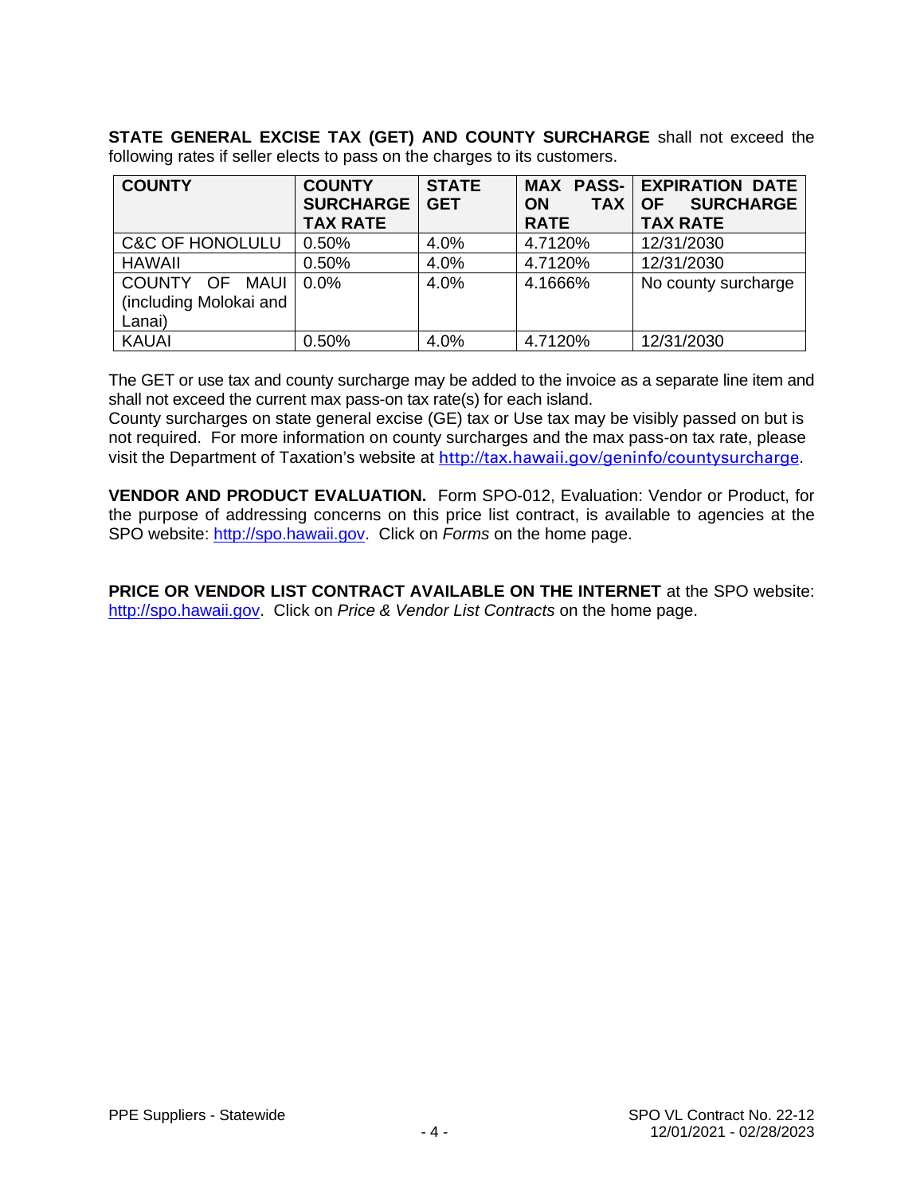**STATE GENERAL EXCISE TAX (GET) AND COUNTY SURCHARGE** shall not exceed the following rates if seller elects to pass on the charges to its customers.

| COUNTY | COUNTY SURCHARGE TAX RATE | STATE GET | MAX PASS-ON TAX RATE | EXPIRATION DATE OF SURCHARGE TAX RATE |
|---|---|---|---|---|
| C&C OF HONOLULU | 0.50% | 4.0% | 4.7120% | 12/31/2030 |
| HAWAII | 0.50% | 4.0% | 4.7120% | 12/31/2030 |
| COUNTY OF MAUI (including Molokai and Lanai) | 0.0% | 4.0% | 4.1666% | No county surcharge |
| KAUAI | 0.50% | 4.0% | 4.7120% | 12/31/2030 |

The GET or use tax and county surcharge may be added to the invoice as a separate line item and shall not exceed the current max pass-on tax rate(s) for each island.
County surcharges on state general excise (GE) tax or Use tax may be visibly passed on but is not required. For more information on county surcharges and the max pass-on tax rate, please visit the Department of Taxation's website at http://tax.hawaii.gov/geninfo/countysurcharge.

**VENDOR AND PRODUCT EVALUATION.** Form SPO-012, Evaluation: Vendor or Product, for the purpose of addressing concerns on this price list contract, is available to agencies at the SPO website: http://spo.hawaii.gov. Click on *Forms* on the home page.

**PRICE OR VENDOR LIST CONTRACT AVAILABLE ON THE INTERNET** at the SPO website: http://spo.hawaii.gov. Click on *Price & Vendor List Contracts* on the home page.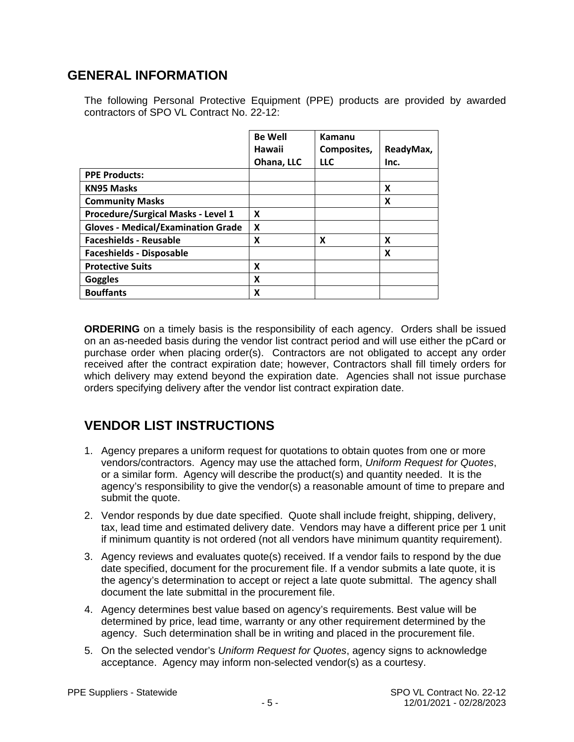## GENERAL INFORMATION

The following Personal Protective Equipment (PPE) products are provided by awarded contractors of SPO VL Contract No. 22-12:

| | Be Well Hawaii Ohana, LLC | Kamanu Composites, LLC | ReadyMax, Inc. |
|---|---|---|---|
| **PPE Products:** | | | |
| **KN95 Masks** | | | **X** |
| **Community Masks** | | | **X** |
| **Procedure/Surgical Masks - Level 1** | **X** | | |
| **Gloves - Medical/Examination Grade** | **X** | | |
| **Faceshields - Reusable** | **X** | **X** | **X** |
| **Faceshields - Disposable** | | | **X** |
| **Protective Suits** | **X** | | |
| **Goggles** | **X** | | |
| **Bouffants** | **X** | | |

**ORDERING** on a timely basis is the responsibility of each agency. Orders shall be issued on an as-needed basis during the vendor list contract period and will use either the pCard or purchase order when placing order(s). Contractors are not obligated to accept any order received after the contract expiration date; however, Contractors shall fill timely orders for which delivery may extend beyond the expiration date. Agencies shall not issue purchase orders specifying delivery after the vendor list contract expiration date.

## VENDOR LIST INSTRUCTIONS

1. Agency prepares a uniform request for quotations to obtain quotes from one or more vendors/contractors. Agency may use the attached form, *Uniform Request for Quotes*, or a similar form. Agency will describe the product(s) and quantity needed. It is the agency's responsibility to give the vendor(s) a reasonable amount of time to prepare and submit the quote.
2. Vendor responds by due date specified. Quote shall include freight, shipping, delivery, tax, lead time and estimated delivery date. Vendors may have a different price per 1 unit if minimum quantity is not ordered (not all vendors have minimum quantity requirement).
3. Agency reviews and evaluates quote(s) received. If a vendor fails to respond by the due date specified, document for the procurement file. If a vendor submits a late quote, it is the agency's determination to accept or reject a late quote submittal. The agency shall document the late submittal in the procurement file.
4. Agency determines best value based on agency's requirements. Best value will be determined by price, lead time, warranty or any other requirement determined by the agency. Such determination shall be in writing and placed in the procurement file.
5. On the selected vendor's *Uniform Request for Quotes*, agency signs to acknowledge acceptance. Agency may inform non-selected vendor(s) as a courtesy.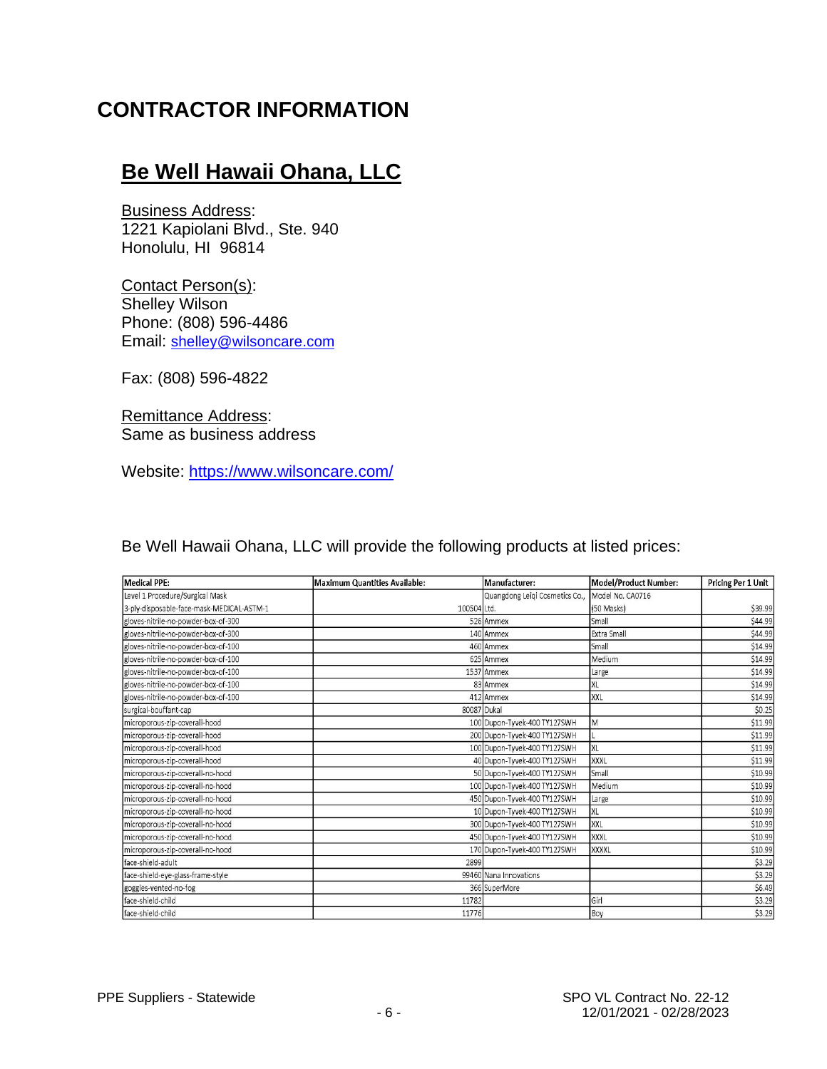# CONTRACTOR INFORMATION

## Be Well Hawaii Ohana, LLC

Business Address:
1221 Kapiolani Blvd., Ste. 940
Honolulu, HI 96814

Contact Person(s):
Shelley Wilson
Phone: (808) 596-4486
Email: shelley@wilsoncare.com

Fax: (808) 596-4822

Remittance Address:
Same as business address

Website: https://www.wilsoncare.com/

Be Well Hawaii Ohana, LLC will provide the following products at listed prices:

| Medical PPE: | Maximum Quantities Available: | Manufacturer: | Model/Product Number: | Pricing Per 1 Unit |
|---|---|---|---|---|
| Level 1 Procedure/Surgical Mask 3-ply-disposable-face-mask-MEDICAL-ASTM-1 | 100504 | Quangdong Leiqi Cosmetics Co., Ltd. | Model No. CA0716 (50 Masks) | $39.99 |
| gloves-nitrile-no-powder-box-of-300 | 526 | Ammex | Small | $44.99 |
| gloves-nitrile-no-powder-box-of-300 | 140 | Ammex | Extra Small | $44.99 |
| gloves-nitrile-no-powder-box-of-100 | 460 | Ammex | Small | $14.99 |
| gloves-nitrile-no-powder-box-of-100 | 625 | Ammex | Medium | $14.99 |
| gloves-nitrile-no-powder-box-of-100 | 1537 | Ammex | Large | $14.99 |
| gloves-nitrile-no-powder-box-of-100 | 83 | Ammex | XL | $14.99 |
| gloves-nitrile-no-powder-box-of-100 | 412 | Ammex | XXL | $14.99 |
| surgical-bouffant-cap | 80087 | Dukal | | $0.25 |
| microporous-zip-coverall-hood | 100 | Dupon-Tyvek-400 TY127SWH | M | $11.99 |
| microporous-zip-coverall-hood | 200 | Dupon-Tyvek-400 TY127SWH | L | $11.99 |
| microporous-zip-coverall-hood | 100 | Dupon-Tyvek-400 TY127SWH | XL | $11.99 |
| microporous-zip-coverall-hood | 40 | Dupon-Tyvek-400 TY127SWH | XXXL | $11.99 |
| microporous-zip-coverall-no-hood | 50 | Dupon-Tyvek-400 TY127SWH | Small | $10.99 |
| microporous-zip-coverall-no-hood | 100 | Dupon-Tyvek-400 TY127SWH | Medium | $10.99 |
| microporous-zip-coverall-no-hood | 450 | Dupon-Tyvek-400 TY127SWH | Large | $10.99 |
| microporous-zip-coverall-no-hood | 10 | Dupon-Tyvek-400 TY127SWH | XL | $10.99 |
| microporous-zip-coverall-no-hood | 300 | Dupon-Tyvek-400 TY127SWH | XXL | $10.99 |
| microporous-zip-coverall-no-hood | 450 | Dupon-Tyvek-400 TY127SWH | XXXL | $10.99 |
| microporous-zip-coverall-no-hood | 170 | Dupon-Tyvek-400 TY127SWH | XXXXL | $10.99 |
| face-shield-adult | 2899 | | | $3.29 |
| face-shield-eye-glass-frame-style | 99460 | Nana Innovations | | $3.29 |
| goggles-vented-no-fog | 366 | SuperMore | | $6.49 |
| face-shield-child | 11782 | | Girl | $3.29 |
| face-shield-child | 11776 | | Boy | $3.29 |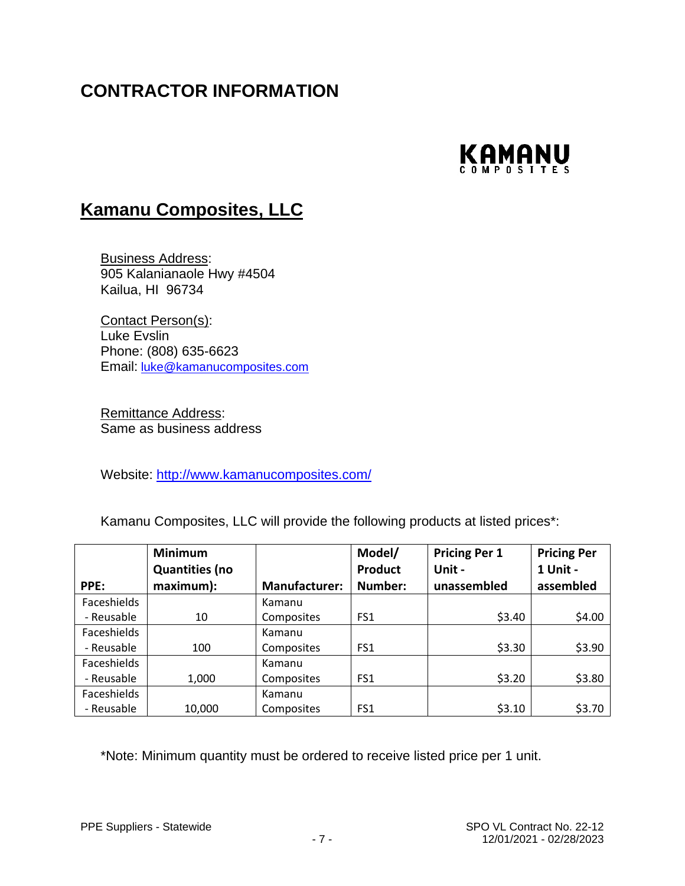# CONTRACTOR INFORMATION

KAMANU COMPOSITES

## Kamanu Composites, LLC

Business Address:
905 Kalanianaole Hwy #4504
Kailua, HI 96734

Contact Person(s):
Luke Evslin
Phone: (808) 635-6623
Email: luke@kamanucomposites.com

Remittance Address:
Same as business address

Website: http://www.kamanucomposites.com/

Kamanu Composites, LLC will provide the following products at listed prices*:

| PPE: | Minimum Quantities (no maximum): | Manufacturer: | Model/ Product Number: | Pricing Per 1 Unit - unassembled | Pricing Per 1 Unit - assembled |
|---|---|---|---|---|---|
| Faceshields - Reusable | 10 | Kamanu Composites | FS1 | $3.40 | $4.00 |
| Faceshields - Reusable | 100 | Kamanu Composites | FS1 | $3.30 | $3.90 |
| Faceshields - Reusable | 1,000 | Kamanu Composites | FS1 | $3.20 | $3.80 |
| Faceshields - Reusable | 10,000 | Kamanu Composites | FS1 | $3.10 | $3.70 |

*Note: Minimum quantity must be ordered to receive listed price per 1 unit.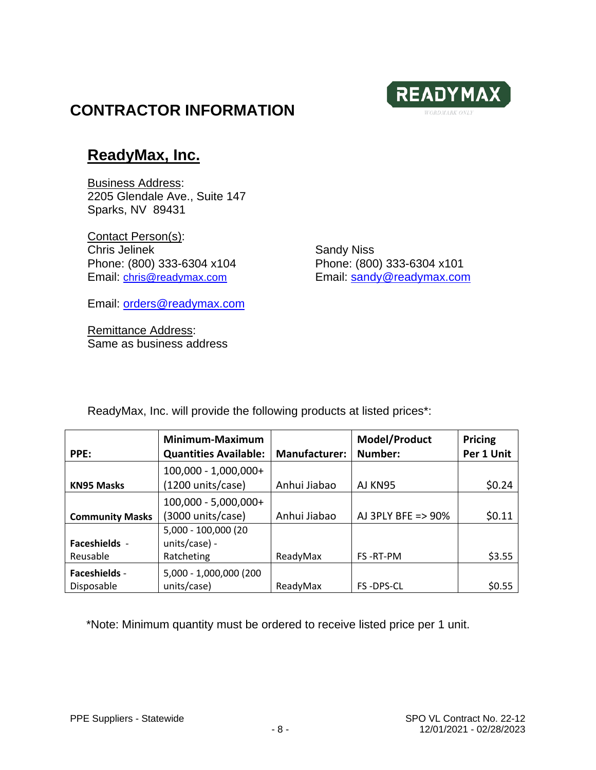# CONTRACTOR INFORMATION

## ReadyMax, Inc.

Business Address:
2205 Glendale Ave., Suite 147
Sparks, NV 89431

Contact Person(s):

Chris Jelinek
Phone: (800) 333-6304 x104
Email: chris@readymax.com

Sandy Niss
Phone: (800) 333-6304 x101
Email: sandy@readymax.com

Email: orders@readymax.com

Remittance Address:
Same as business address

ReadyMax, Inc. will provide the following products at listed prices*:

| PPE: | Minimum-Maximum Quantities Available: | Manufacturer: | Model/Product Number: | Pricing Per 1 Unit |
|---|---|---|---|---|
| **KN95 Masks** | 100,000 - 1,000,000+ (1200 units/case) | Anhui Jiabao | AJ KN95 | $0.24 |
| **Community Masks** | 100,000 - 5,000,000+ (3000 units/case) | Anhui Jiabao | AJ 3PLY BFE => 90% | $0.11 |
| **Faceshields** - Reusable | 5,000 - 100,000 (20 units/case) - Ratcheting | ReadyMax | FS -RT-PM | $3.55 |
| **Faceshields** - Disposable | 5,000 - 1,000,000 (200 units/case) | ReadyMax | FS -DPS-CL | $0.55 |

*Note: Minimum quantity must be ordered to receive listed price per 1 unit.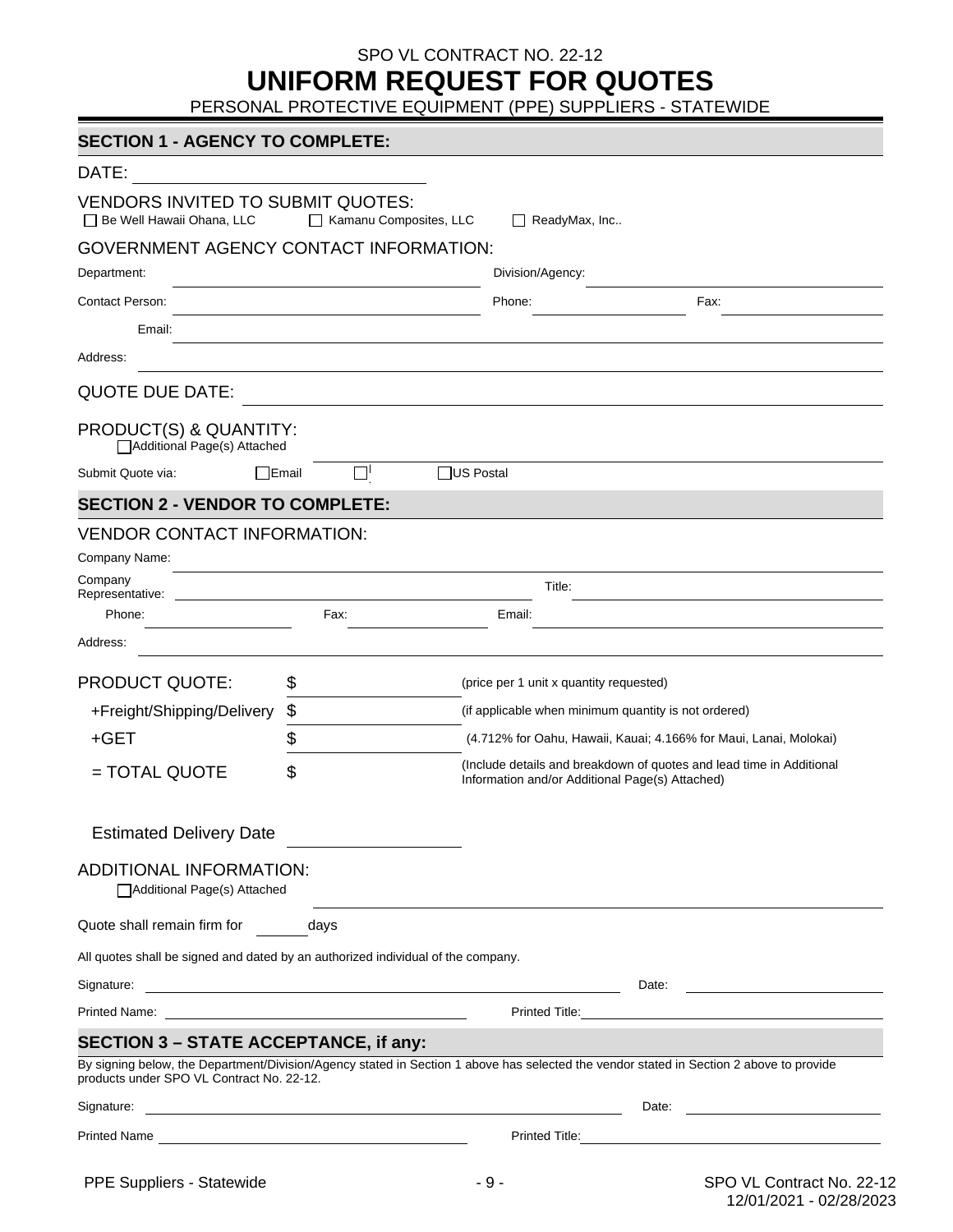SPO VL CONTRACT NO. 22-12

# UNIFORM REQUEST FOR QUOTES

PERSONAL PROTECTIVE EQUIPMENT (PPE) SUPPLIERS - STATEWIDE

## SECTION 1 - AGENCY TO COMPLETE:

DATE: ______________________________

VENDORS INVITED TO SUBMIT QUOTES:

☐ Be Well Hawaii Ohana, LLC ☐ Kamanu Composites, LLC ☐ ReadyMax, Inc..

GOVERNMENT AGENCY CONTACT INFORMATION:

Department: ______________________________ Division/Agency: ______________________________

Contact Person: ______________________________ Phone: ______________ Fax: ______________

Email: ______________________________

Address: ______________________________

QUOTE DUE DATE: ______________________________

PRODUCT(S) & QUANTITY:

☐ Additional Page(s) Attached

Submit Quote via: ☐ Email ☐ ☐ US Postal

## SECTION 2 - VENDOR TO COMPLETE:

VENDOR CONTACT INFORMATION:

Company Name: ______________________________

Company Representative: ______________________________ Title: ______________________________

Phone: ______________ Fax: ______________ Email: ______________________________

Address: ______________________________

| | | |
|---|---|---|
| PRODUCT QUOTE: | $ | (price per 1 unit x quantity requested) |
| +Freight/Shipping/Delivery | $ | (if applicable when minimum quantity is not ordered) |
| +GET | $ | (4.712% for Oahu, Hawaii, Kauai; 4.166% for Maui, Lanai, Molokai) |
| = TOTAL QUOTE | $ | (Include details and breakdown of quotes and lead time in Additional Information and/or Additional Page(s) Attached) |

Estimated Delivery Date ______________

ADDITIONAL INFORMATION:

☐ Additional Page(s) Attached

Quote shall remain firm for ______ days

All quotes shall be signed and dated by an authorized individual of the company.

Signature: ______________________________ Date: ______________

Printed Name: ______________________________ Printed Title: ______________________________

## SECTION 3 – STATE ACCEPTANCE, if any:

By signing below, the Department/Division/Agency stated in Section 1 above has selected the vendor stated in Section 2 above to provide products under SPO VL Contract No. 22-12.

Signature: ______________________________ Date: ______________

Printed Name ______________________________ Printed Title: ______________________________